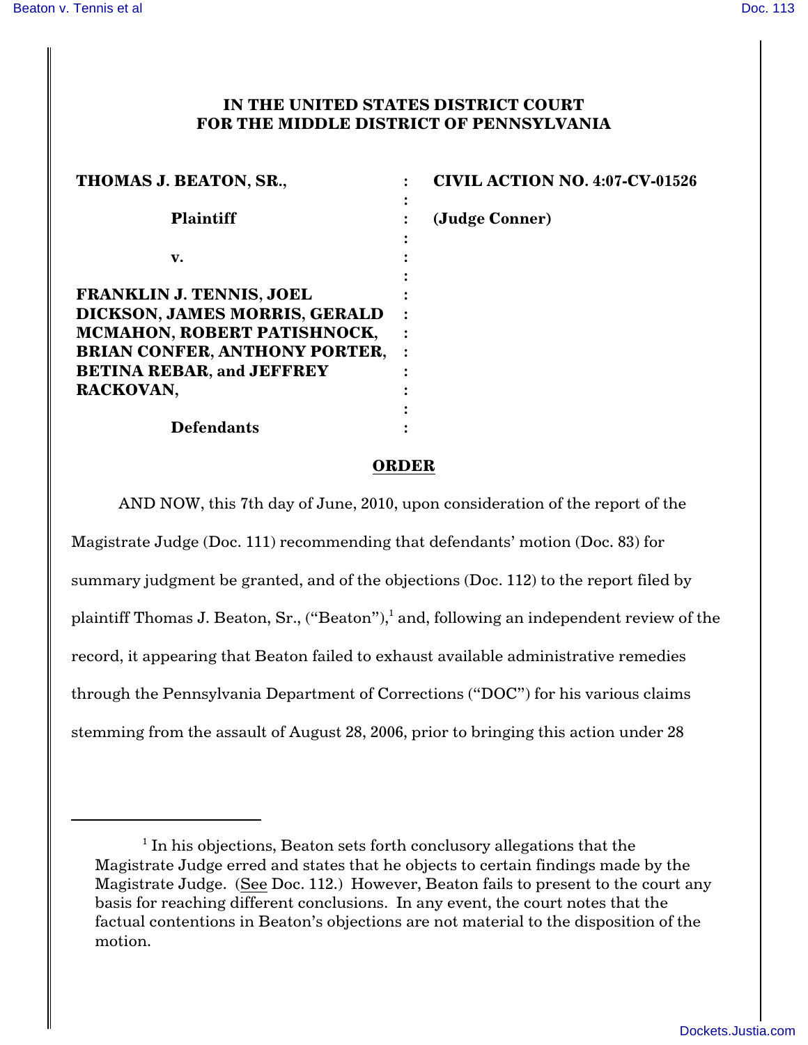# IN THE UNITED STATES DISTRICT COURT FOR THE MIDDLE DISTRICT OF PENNSYLVANIA

| | | |
|---|---|---|
| **THOMAS J. BEATON, SR.,** | : | **CIVIL ACTION NO. 4:07-CV-01526** |
| | : | |
| **Plaintiff** | : | **(Judge Conner)** |
| | : | |
| **v.** | : | |
| | : | |
| **FRANKLIN J. TENNIS, JOEL DICKSON, JAMES MORRIS, GERALD MCMAHON, ROBERT PATISHNOCK, BRIAN CONFER, ANTHONY PORTER, BETINA REBAR, and JEFFREY RACKOVAN,** | : | |
| | : | |
| **Defendants** | : | |

## ORDER

AND NOW, this 7th day of June, 2010, upon consideration of the report of the Magistrate Judge (Doc. 111) recommending that defendants' motion (Doc. 83) for summary judgment be granted, and of the objections (Doc. 112) to the report filed by plaintiff Thomas J. Beaton, Sr., ("Beaton"),[1] and, following an independent review of the record, it appearing that Beaton failed to exhaust available administrative remedies through the Pennsylvania Department of Corrections ("DOC") for his various claims stemming from the assault of August 28, 2006, prior to bringing this action under 28

---

[1] In his objections, Beaton sets forth conclusory allegations that the Magistrate Judge erred and states that he objects to certain findings made by the Magistrate Judge. (See Doc. 112.) However, Beaton fails to present to the court any basis for reaching different conclusions. In any event, the court notes that the factual contentions in Beaton's objections are not material to the disposition of the motion.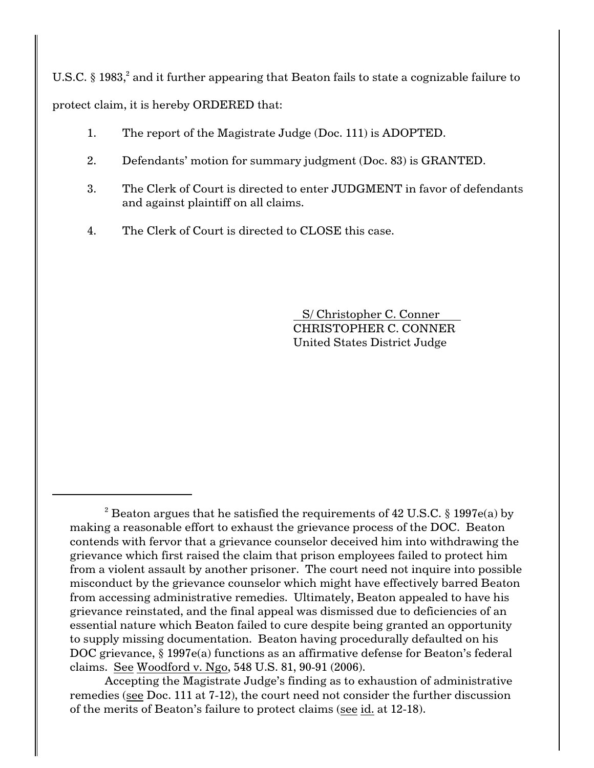U.S.C. § 1983,[2] and it further appearing that Beaton fails to state a cognizable failure to protect claim, it is hereby ORDERED that:

1. The report of the Magistrate Judge (Doc. 111) is ADOPTED.

2. Defendants' motion for summary judgment (Doc. 83) is GRANTED.

3. The Clerk of Court is directed to enter JUDGMENT in favor of defendants and against plaintiff on all claims.

4. The Clerk of Court is directed to CLOSE this case.

S/ Christopher C. Conner
CHRISTOPHER C. CONNER
United States District Judge

---

[2] Beaton argues that he satisfied the requirements of 42 U.S.C. § 1997e(a) by making a reasonable effort to exhaust the grievance process of the DOC. Beaton contends with fervor that a grievance counselor deceived him into withdrawing the grievance which first raised the claim that prison employees failed to protect him from a violent assault by another prisoner. The court need not inquire into possible misconduct by the grievance counselor which might have effectively barred Beaton from accessing administrative remedies. Ultimately, Beaton appealed to have his grievance reinstated, and the final appeal was dismissed due to deficiencies of an essential nature which Beaton failed to cure despite being granted an opportunity to supply missing documentation. Beaton having procedurally defaulted on his DOC grievance, § 1997e(a) functions as an affirmative defense for Beaton's federal claims. See Woodford v. Ngo, 548 U.S. 81, 90-91 (2006).

Accepting the Magistrate Judge's finding as to exhaustion of administrative remedies (see Doc. 111 at 7-12), the court need not consider the further discussion of the merits of Beaton's failure to protect claims (see id. at 12-18).